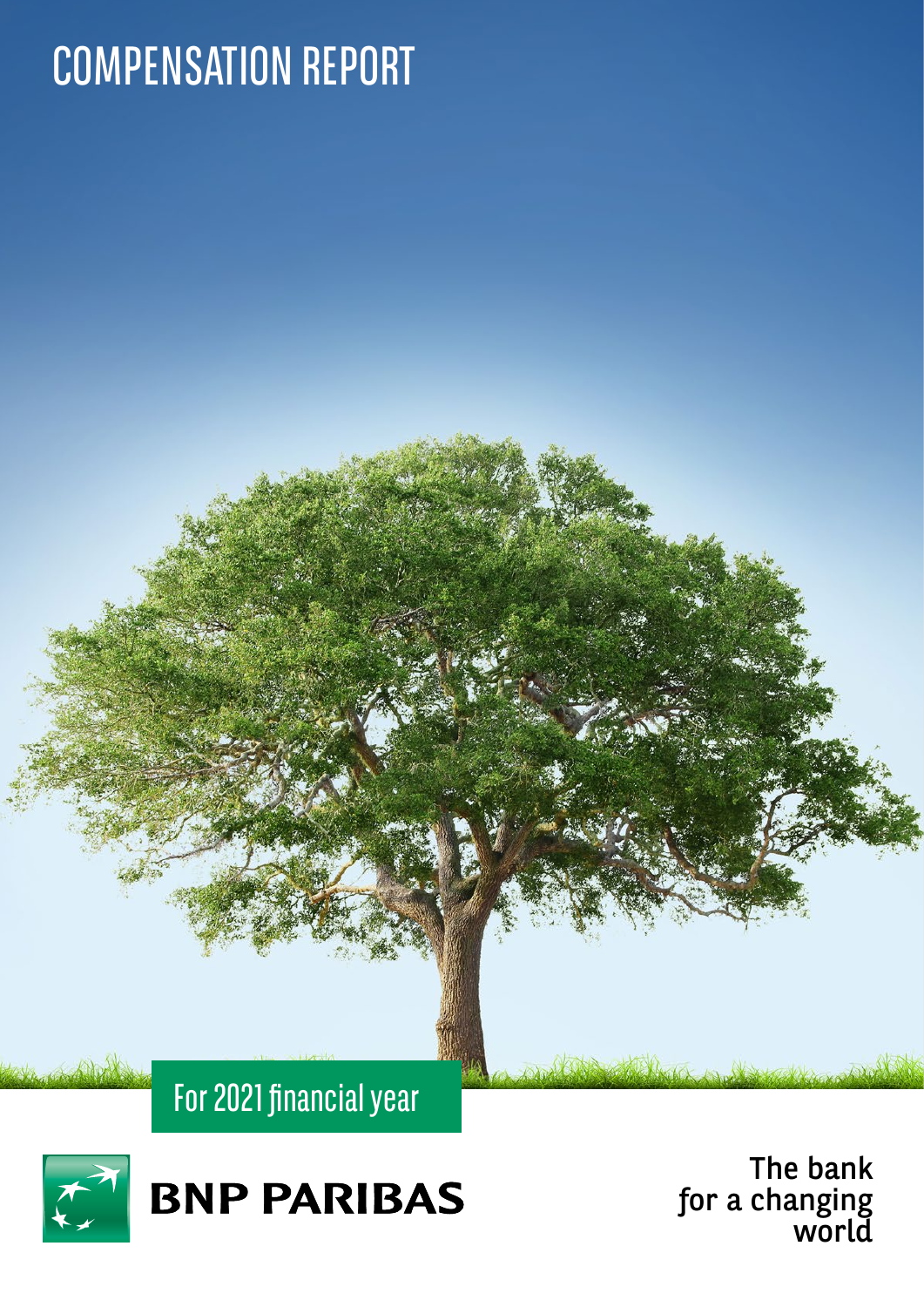# COMPENSATION REPORT

For 2021 financial year

BNP PARIBAS

The bank for a changing world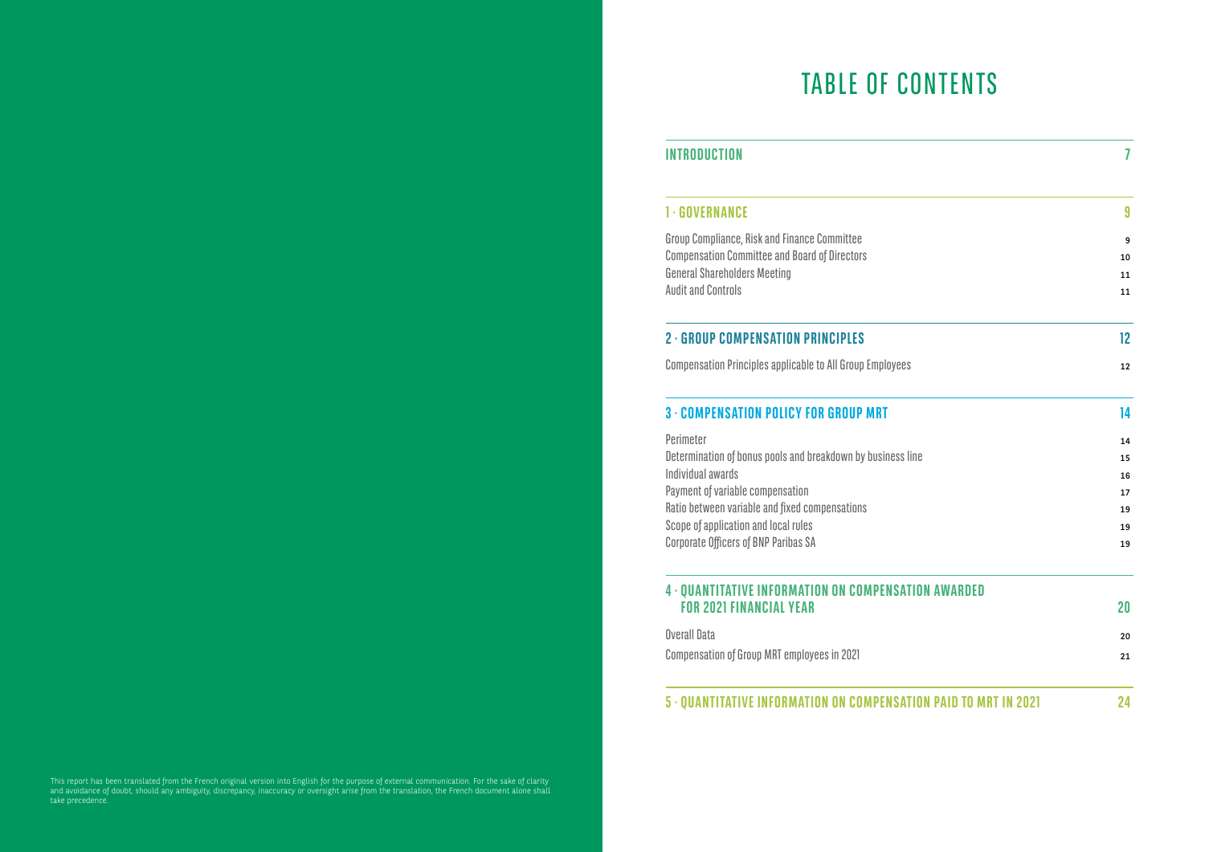# TABLE OF CONTENTS

## INTRODUCTION 7

## 1 · GOVERNANCE 9

Group Compliance, Risk and Finance Committee 9
Compensation Committee and Board of Directors 10
General Shareholders Meeting 11
Audit and Controls 11

## 2 · GROUP COMPENSATION PRINCIPLES 12

Compensation Principles applicable to All Group Employees 12

## 3 · COMPENSATION POLICY FOR GROUP MRT 14

Perimeter 14
Determination of bonus pools and breakdown by business line 15
Individual awards 16
Payment of variable compensation 17
Ratio between variable and fixed compensations 19
Scope of application and local rules 19
Corporate Officers of BNP Paribas SA 19

## 4 · QUANTITATIVE INFORMATION ON COMPENSATION AWARDED FOR 2021 FINANCIAL YEAR 20

Overall Data 20
Compensation of Group MRT employees in 2021 21

## 5 · QUANTITATIVE INFORMATION ON COMPENSATION PAID TO MRT IN 2021 24

This report has been translated from the French original version into English for the purpose of external communication. For the sake of clarity and avoidance of doubt, should any ambiguity, discrepancy, inaccuracy or oversight arise from the translation, the French document alone shall take precedence.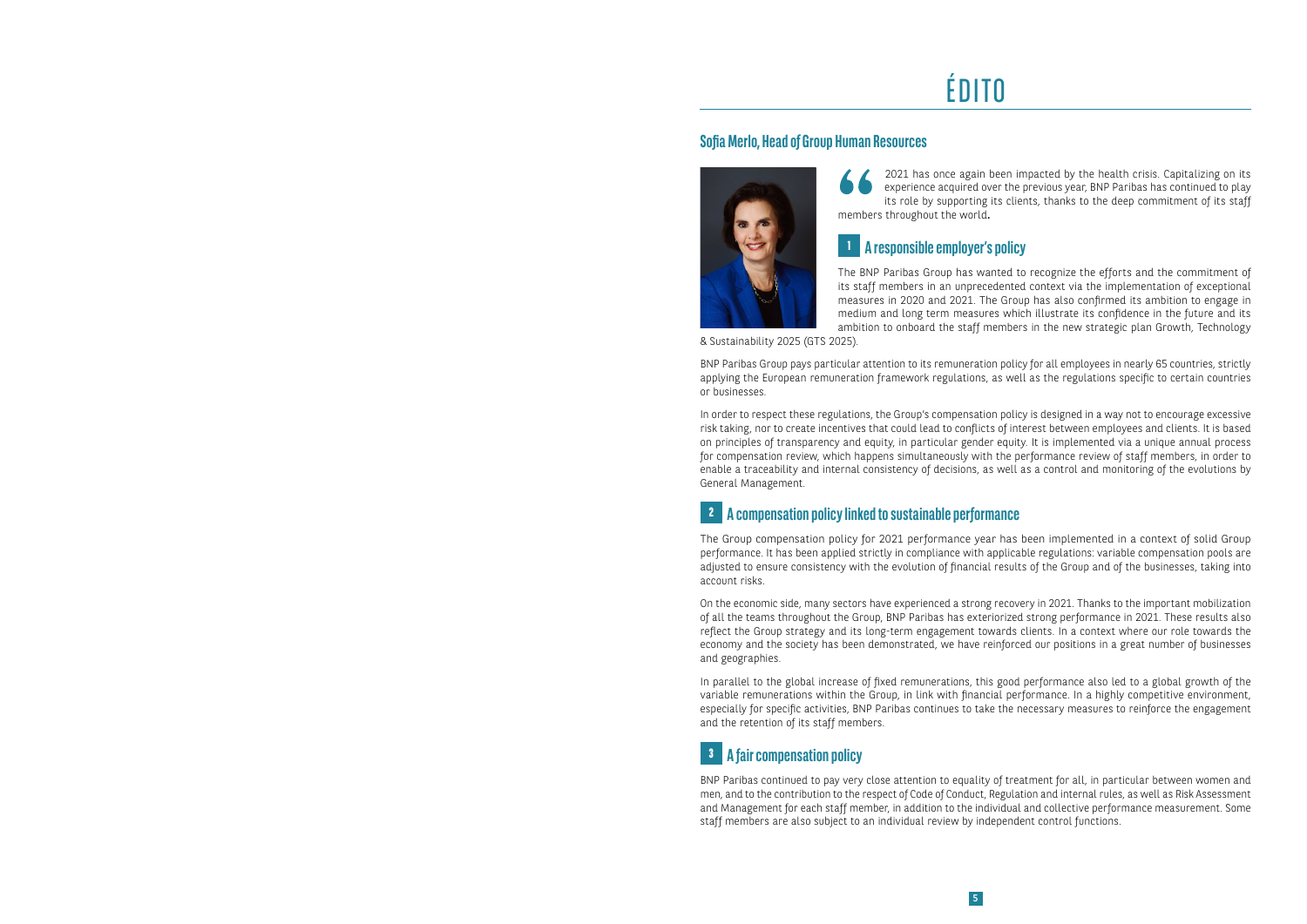# ÉDITO

## Sofia Merlo, Head of Group Human Resources

2021 has once again been impacted by the health crisis. Capitalizing on its experience acquired over the previous year, BNP Paribas has continued to play its role by supporting its clients, thanks to the deep commitment of its staff members throughout the world.

### 1 A responsible employer's policy

The BNP Paribas Group has wanted to recognize the efforts and the commitment of its staff members in an unprecedented context via the implementation of exceptional measures in 2020 and 2021. The Group has also confirmed its ambition to engage in medium and long term measures which illustrate its confidence in the future and its ambition to onboard the staff members in the new strategic plan Growth, Technology & Sustainability 2025 (GTS 2025).

BNP Paribas Group pays particular attention to its remuneration policy for all employees in nearly 65 countries, strictly applying the European remuneration framework regulations, as well as the regulations specific to certain countries or businesses.

In order to respect these regulations, the Group's compensation policy is designed in a way not to encourage excessive risk taking, nor to create incentives that could lead to conflicts of interest between employees and clients. It is based on principles of transparency and equity, in particular gender equity. It is implemented via a unique annual process for compensation review, which happens simultaneously with the performance review of staff members, in order to enable a traceability and internal consistency of decisions, as well as a control and monitoring of the evolutions by General Management.

### 2 A compensation policy linked to sustainable performance

The Group compensation policy for 2021 performance year has been implemented in a context of solid Group performance. It has been applied strictly in compliance with applicable regulations: variable compensation pools are adjusted to ensure consistency with the evolution of financial results of the Group and of the businesses, taking into account risks.

On the economic side, many sectors have experienced a strong recovery in 2021. Thanks to the important mobilization of all the teams throughout the Group, BNP Paribas has exteriorized strong performance in 2021. These results also reflect the Group strategy and its long-term engagement towards clients. In a context where our role towards the economy and the society has been demonstrated, we have reinforced our positions in a great number of businesses and geographies.

In parallel to the global increase of fixed remunerations, this good performance also led to a global growth of the variable remunerations within the Group, in link with financial performance. In a highly competitive environment, especially for specific activities, BNP Paribas continues to take the necessary measures to reinforce the engagement and the retention of its staff members.

### 3 A fair compensation policy

BNP Paribas continued to pay very close attention to equality of treatment for all, in particular between women and men, and to the contribution to the respect of Code of Conduct, Regulation and internal rules, as well as Risk Assessment and Management for each staff member, in addition to the individual and collective performance measurement. Some staff members are also subject to an individual review by independent control functions.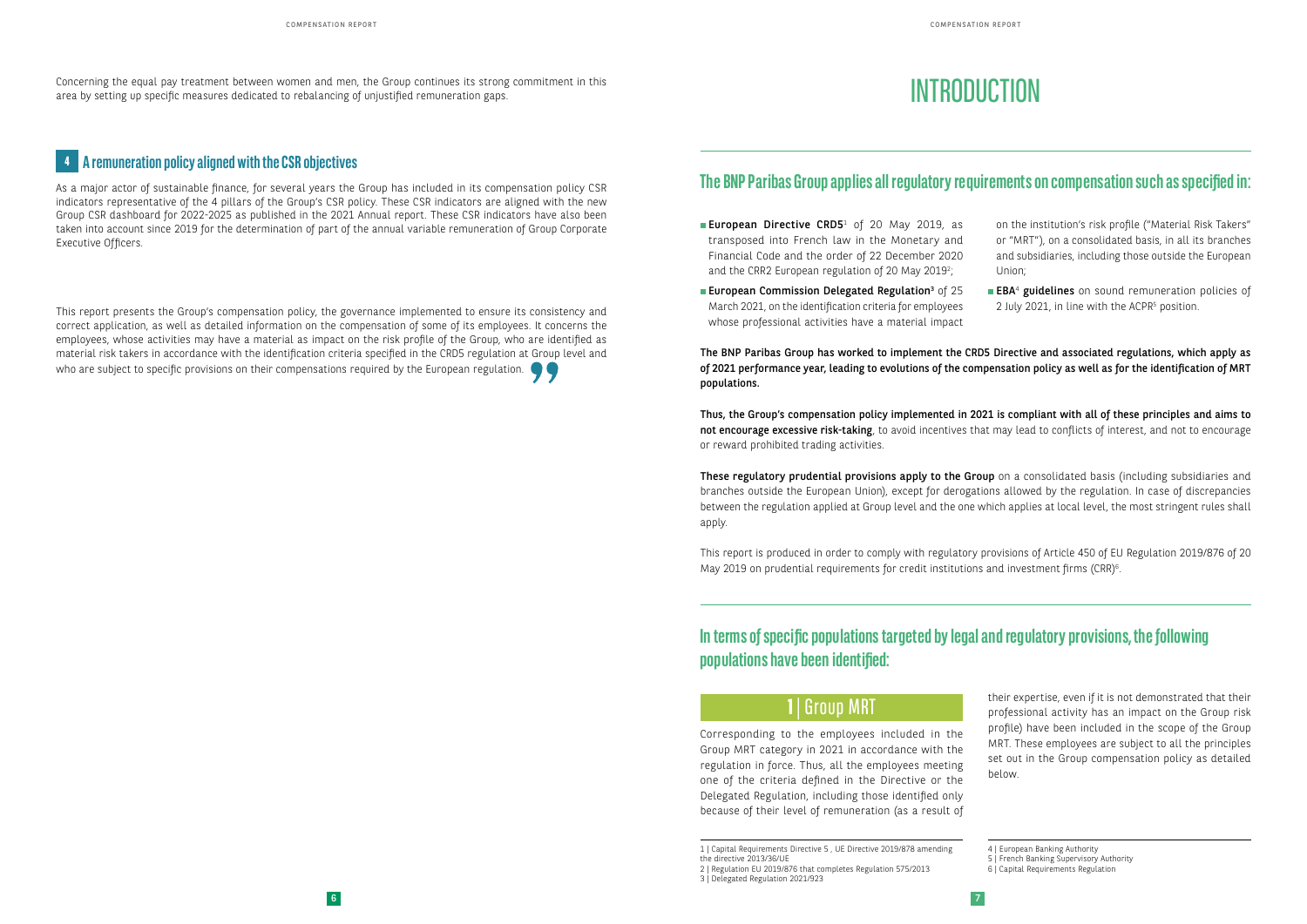Concerning the equal pay treatment between women and men, the Group continues its strong commitment in this area by setting up specific measures dedicated to rebalancing of unjustified remuneration gaps.

## 4 A remuneration policy aligned with the CSR objectives

As a major actor of sustainable finance, for several years the Group has included in its compensation policy CSR indicators representative of the 4 pillars of the Group's CSR policy. These CSR indicators are aligned with the new Group CSR dashboard for 2022-2025 as published in the 2021 Annual report. These CSR indicators have also been taken into account since 2019 for the determination of part of the annual variable remuneration of Group Corporate Executive Officers.

This report presents the Group's compensation policy, the governance implemented to ensure its consistency and correct application, as well as detailed information on the compensation of some of its employees. It concerns the employees, whose activities may have a material as impact on the risk profile of the Group, who are identified as material risk takers in accordance with the identification criteria specified in the CRD5 regulation at Group level and who are subject to specific provisions on their compensations required by the European regulation.

# INTRODUCTION

## The BNP Paribas Group applies all regulatory requirements on compensation such as specified in:

- **European Directive CRD5**[1] of 20 May 2019, as transposed into French law in the Monetary and Financial Code and the order of 22 December 2020 and the CRR2 European regulation of 20 May 2019[2];
- **European Commission Delegated Regulation**[3] of 25 March 2021, on the identification criteria for employees whose professional activities have a material impact on the institution's risk profile ("Material Risk Takers" or "MRT"), on a consolidated basis, in all its branches and subsidiaries, including those outside the European Union;
- **EBA**[4] **guidelines** on sound remuneration policies of 2 July 2021, in line with the ACPR[5] position.

**The BNP Paribas Group has worked to implement the CRD5 Directive and associated regulations, which apply as of 2021 performance year, leading to evolutions of the compensation policy as well as for the identification of MRT populations.**

**Thus, the Group's compensation policy implemented in 2021 is compliant with all of these principles and aims to not encourage excessive risk-taking**, to avoid incentives that may lead to conflicts of interest, and not to encourage or reward prohibited trading activities.

**These regulatory prudential provisions apply to the Group** on a consolidated basis (including subsidiaries and branches outside the European Union), except for derogations allowed by the regulation. In case of discrepancies between the regulation applied at Group level and the one which applies at local level, the most stringent rules shall apply.

This report is produced in order to comply with regulatory provisions of Article 450 of EU Regulation 2019/876 of 20 May 2019 on prudential requirements for credit institutions and investment firms (CRR)[6].

## In terms of specific populations targeted by legal and regulatory provisions, the following populations have been identified:

### 1 | Group MRT

Corresponding to the employees included in the Group MRT category in 2021 in accordance with the regulation in force. Thus, all the employees meeting one of the criteria defined in the Directive or the Delegated Regulation, including those identified only because of their level of remuneration (as a result of their expertise, even if it is not demonstrated that their professional activity has an impact on the Group risk profile) have been included in the scope of the Group MRT. These employees are subject to all the principles set out in the Group compensation policy as detailed below.

1 | Capital Requirements Directive 5 , UE Directive 2019/878 amending the directive 2013/36/UE
2 | Regulation EU 2019/876 that completes Regulation 575/2013
3 | Delegated Regulation 2021/923
4 | European Banking Authority
5 | French Banking Supervisory Authority
6 | Capital Requirements Regulation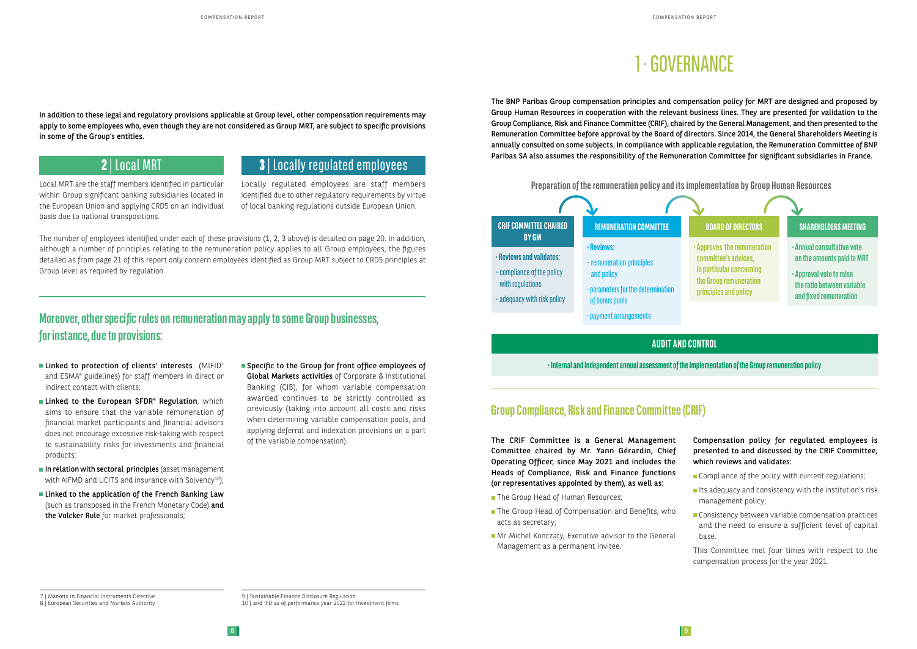In addition to these legal and regulatory provisions applicable at Group level, other compensation requirements may apply to some employees who, even though they are not considered as Group MRT, are subject to specific provisions in some of the Group's entities.

## 2 | Local MRT

Local MRT are the staff members identified in particular within Group significant banking subsidiaries located in the European Union and applying CRD5 on an individual basis due to national transpositions.

## 3 | Locally regulated employees

Locally regulated employees are staff members identified due to other regulatory requirements by virtue of local banking regulations outside European Union.

The number of employees identified under each of these provisions (1, 2, 3 above) is detailed on page 20. In addition, although a number of principles relating to the remuneration policy applies to all Group employees, the figures detailed as from page 21 of this report only concern employees identified as Group MRT subject to CRD5 principles at Group level as required by regulation.

## Moreover, other specific rules on remuneration may apply to some Group businesses, for instance, due to provisions:

- **Linked to protection of clients' interests** (MIFID[7] and ESMA[8] guidelines) for staff members in direct or indirect contact with clients;
- **Linked to the European SFDR[9] Regulation**, which aims to ensure that the variable remuneration of financial market participants and financial advisors does not encourage excessive risk-taking with respect to sustainability risks for investments and financial products;
- **In relation with sectoral principles** (asset management with AIFMD and UCITS and insurance with Solvency[10]);
- **Linked to the application of the French Banking Law** (such as transposed in the French Monetary Code) **and the Volcker Rule** for market professionals;
- **Specific to the Group for front office employees of Global Markets activities** of Corporate & Institutional Banking (CIB), for whom variable compensation awarded continues to be strictly controlled as previously (taking into account all costs and risks when determining variable compensation pools, and applying deferral and indexation provisions on a part of the variable compensation).

7 | Markets in Financial Instruments Directive
8 | European Securities and Markets Authority
9 | Sustainable Finance Disclosure Regulation
10 | and IFD as of performance year 2022 for Investment firms

# 1 · GOVERNANCE

The BNP Paribas Group compensation principles and compensation policy for MRT are designed and proposed by Group Human Resources in cooperation with the relevant business lines. They are presented for validation to the Group Compliance, Risk and Finance Committee (CRIF), chaired by the General Management, and then presented to the Remuneration Committee before approval by the Board of directors. Since 2014, the General Shareholders Meeting is annually consulted on some subjects. In compliance with applicable regulation, the Remuneration Committee of BNP Paribas SA also assumes the responsibility of the Remuneration Committee for significant subsidiaries in France.

### Preparation of the remuneration policy and its implementation by Group Human Resources

**CRIF COMMITTEE CHAIRED BY GM**

- Reviews and validates:
  - compliance of the policy with regulations
  - adequacy with risk policy

**REMUNERATION COMMITTEE**

- Reviews:
  - remuneration principles and policy
  - parameters for the determination of bonus pools
  - payment arrangements

**BOARD OF DIRECTORS**

- Approves the remuneration committee's advices, in particular concerning the Group remuneration principles and policy

**SHAREHOLDERS MEETING**

- Annual consultative vote on the amounts paid to MRT
- Approval vote to raise the ratio between variable and fixed remuneration

**AUDIT AND CONTROL**

- Internal and independent annual assessment of the implementation of the Group remuneration policy

## Group Compliance, Risk and Finance Committee (CRIF)

The CRIF Committee is a General Management Committee chaired by Mr. Yann Gérardin, Chief Operating Officer, since May 2021 and includes the Heads of Compliance, Risk and Finance functions (or representatives appointed by them), as well as:

- The Group Head of Human Resources;
- The Group Head of Compensation and Benefits, who acts as secretary;
- Mr Michel Konczaty, Executive advisor to the General Management as a permanent invitee.

Compensation policy for regulated employees is presented to and discussed by the CRIF Committee, which reviews and validates:

- Compliance of the policy with current regulations;
- Its adequacy and consistency with the institution's risk management policy;
- Consistency between variable compensation practices and the need to ensure a sufficient level of capital base.

This Committee met four times with respect to the compensation process for the year 2021.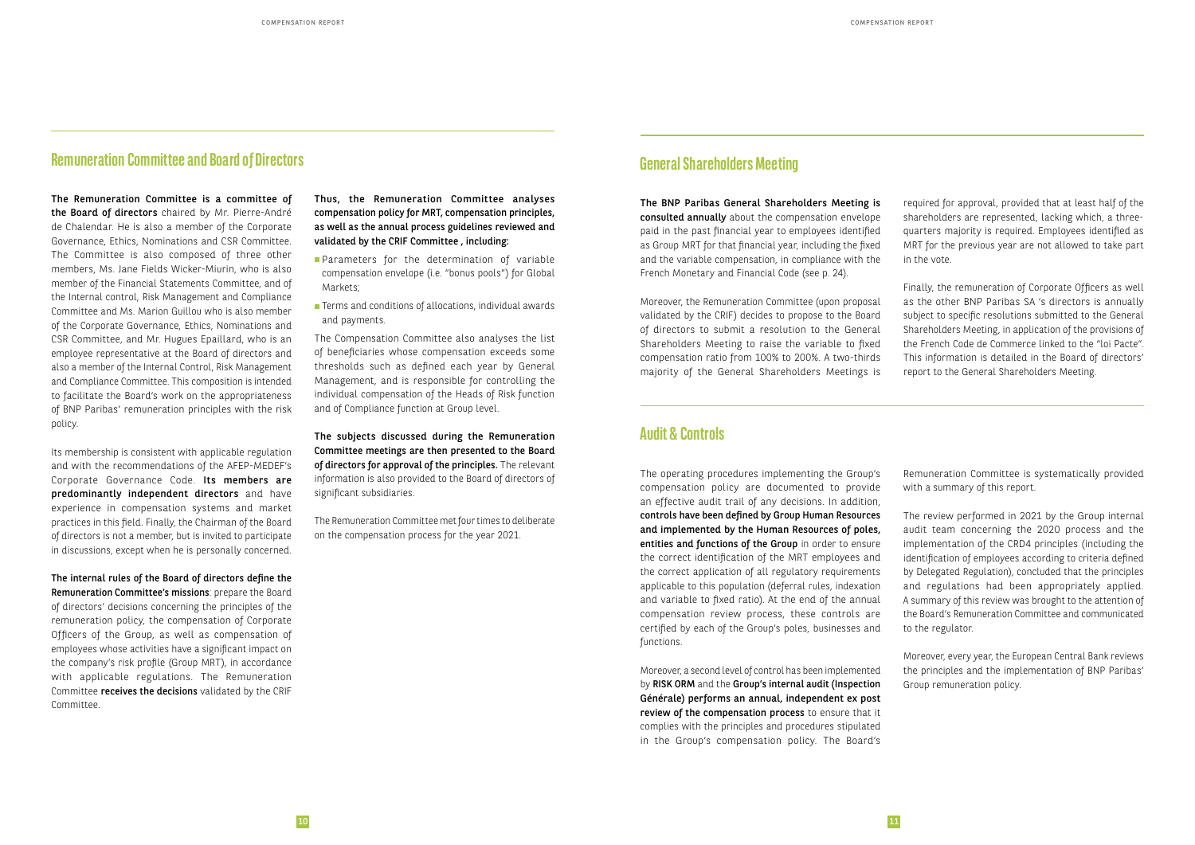## Remuneration Committee and Board of Directors

**The Remuneration Committee is a committee of the Board of directors** chaired by Mr. Pierre-André de Chalendar. He is also a member of the Corporate Governance, Ethics, Nominations and CSR Committee. The Committee is also composed of three other members, Ms. Jane Fields Wicker-Miurin, who is also member of the Financial Statements Committee, and of the Internal control, Risk Management and Compliance Committee and Ms. Marion Guillou who is also member of the Corporate Governance, Ethics, Nominations and CSR Committee, and Mr. Hugues Epaillard, who is an employee representative at the Board of directors and also a member of the Internal Control, Risk Management and Compliance Committee. This composition is intended to facilitate the Board's work on the appropriateness of BNP Paribas' remuneration principles with the risk policy.

Its membership is consistent with applicable regulation and with the recommendations of the AFEP-MEDEF's Corporate Governance Code. **Its members are predominantly independent directors** and have experience in compensation systems and market practices in this field. Finally, the Chairman of the Board of directors is not a member, but is invited to participate in discussions, except when he is personally concerned.

**The internal rules of the Board of directors define the Remuneration Committee's missions**: prepare the Board of directors' decisions concerning the principles of the remuneration policy, the compensation of Corporate Officers of the Group, as well as compensation of employees whose activities have a significant impact on the company's risk profile (Group MRT), in accordance with applicable regulations. The Remuneration Committee **receives the decisions** validated by the CRIF Committee.

**Thus, the Remuneration Committee analyses compensation policy for MRT, compensation principles, as well as the annual process guidelines reviewed and validated by the CRIF Committee , including:**

- Parameters for the determination of variable compensation envelope (i.e. "bonus pools") for Global Markets;
- Terms and conditions of allocations, individual awards and payments.

The Compensation Committee also analyses the list of beneficiaries whose compensation exceeds some thresholds such as defined each year by General Management, and is responsible for controlling the individual compensation of the Heads of Risk function and of Compliance function at Group level.

**The subjects discussed during the Remuneration Committee meetings are then presented to the Board of directors for approval of the principles.** The relevant information is also provided to the Board of directors of significant subsidiaries.

The Remuneration Committee met four times to deliberate on the compensation process for the year 2021.

## General Shareholders Meeting

**The BNP Paribas General Shareholders Meeting is consulted annually** about the compensation envelope paid in the past financial year to employees identified as Group MRT for that financial year, including the fixed and the variable compensation, in compliance with the French Monetary and Financial Code (see p. 24).

Moreover, the Remuneration Committee (upon proposal validated by the CRIF) decides to propose to the Board of directors to submit a resolution to the General Shareholders Meeting to raise the variable to fixed compensation ratio from 100% to 200%. A two-thirds majority of the General Shareholders Meetings is required for approval, provided that at least half of the shareholders are represented, lacking which, a three-quarters majority is required. Employees identified as MRT for the previous year are not allowed to take part in the vote.

Finally, the remuneration of Corporate Officers as well as the other BNP Paribas SA 's directors is annually subject to specific resolutions submitted to the General Shareholders Meeting, in application of the provisions of the French Code de Commerce linked to the "loi Pacte". This information is detailed in the Board of directors' report to the General Shareholders Meeting.

## Audit & Controls

The operating procedures implementing the Group's compensation policy are documented to provide an effective audit trail of any decisions. In addition, **controls have been defined by Group Human Resources and implemented by the Human Resources of poles, entities and functions of the Group** in order to ensure the correct identification of the MRT employees and the correct application of all regulatory requirements applicable to this population (deferral rules, indexation and variable to fixed ratio). At the end of the annual compensation review process, these controls are certified by each of the Group's poles, businesses and functions.

Moreover, a second level of control has been implemented by **RISK ORM** and the **Group's internal audit (Inspection Générale) performs an annual, independent ex post review of the compensation process** to ensure that it complies with the principles and procedures stipulated in the Group's compensation policy. The Board's Remuneration Committee is systematically provided with a summary of this report.

The review performed in 2021 by the Group internal audit team concerning the 2020 process and the implementation of the CRD4 principles (including the identification of employees according to criteria defined by Delegated Regulation), concluded that the principles and regulations had been appropriately applied. A summary of this review was brought to the attention of the Board's Remuneration Committee and communicated to the regulator.

Moreover, every year, the European Central Bank reviews the principles and the implementation of BNP Paribas' Group remuneration policy.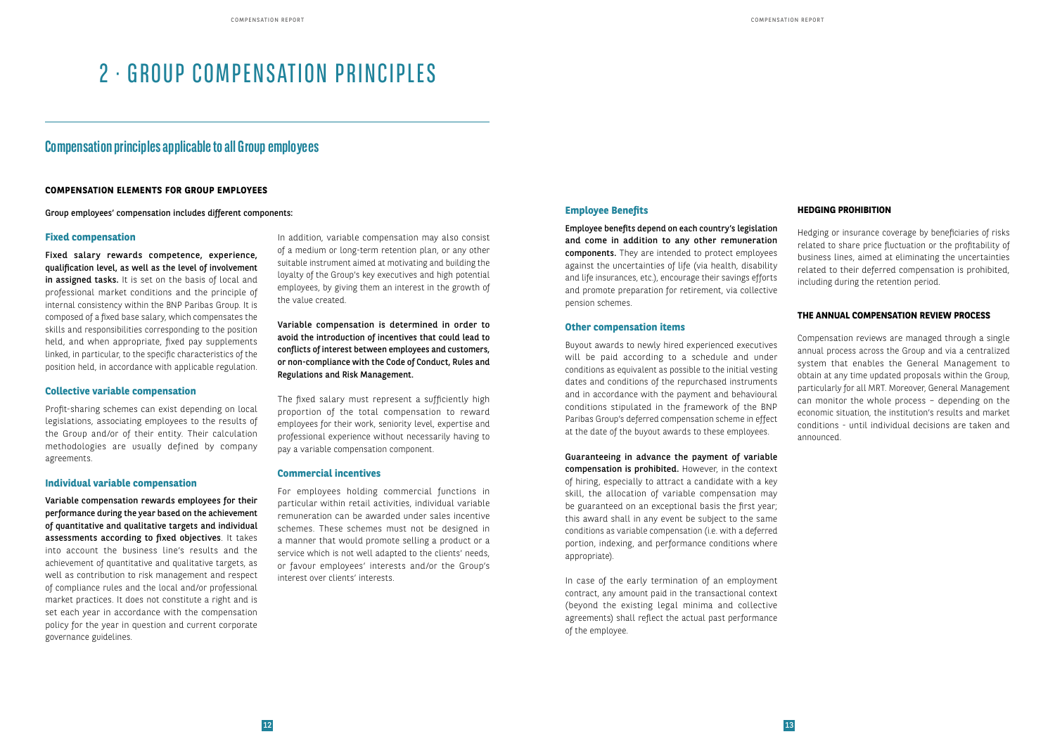# 2 · GROUP COMPENSATION PRINCIPLES

## Compensation principles applicable to all Group employees

### COMPENSATION ELEMENTS FOR GROUP EMPLOYEES

Group employees' compensation includes different components:

#### Fixed compensation

**Fixed salary rewards competence, experience, qualification level, as well as the level of involvement in assigned tasks.** It is set on the basis of local and professional market conditions and the principle of internal consistency within the BNP Paribas Group. It is composed of a fixed base salary, which compensates the skills and responsibilities corresponding to the position held, and when appropriate, fixed pay supplements linked, in particular, to the specific characteristics of the position held, in accordance with applicable regulation.

#### Collective variable compensation

Profit-sharing schemes can exist depending on local legislations, associating employees to the results of the Group and/or of their entity. Their calculation methodologies are usually defined by company agreements.

#### Individual variable compensation

**Variable compensation rewards employees for their performance during the year based on the achievement of quantitative and qualitative targets and individual assessments according to fixed objectives**. It takes into account the business line's results and the achievement of quantitative and qualitative targets, as well as contribution to risk management and respect of compliance rules and the local and/or professional market practices. It does not constitute a right and is set each year in accordance with the compensation policy for the year in question and current corporate governance guidelines.

In addition, variable compensation may also consist of a medium or long-term retention plan, or any other suitable instrument aimed at motivating and building the loyalty of the Group's key executives and high potential employees, by giving them an interest in the growth of the value created.

**Variable compensation is determined in order to avoid the introduction of incentives that could lead to conflicts of interest between employees and customers, or non-compliance with the Code of Conduct, Rules and Regulations and Risk Management.**

The fixed salary must represent a sufficiently high proportion of the total compensation to reward employees for their work, seniority level, expertise and professional experience without necessarily having to pay a variable compensation component.

#### Commercial incentives

For employees holding commercial functions in particular within retail activities, individual variable remuneration can be awarded under sales incentive schemes. These schemes must not be designed in a manner that would promote selling a product or a service which is not well adapted to the clients' needs, or favour employees' interests and/or the Group's interest over clients' interests.

#### Employee Benefits

**Employee benefits depend on each country's legislation and come in addition to any other remuneration components.** They are intended to protect employees against the uncertainties of life (via health, disability and life insurances, etc.), encourage their savings efforts and promote preparation for retirement, via collective pension schemes.

#### Other compensation items

Buyout awards to newly hired experienced executives will be paid according to a schedule and under conditions as equivalent as possible to the initial vesting dates and conditions of the repurchased instruments and in accordance with the payment and behavioural conditions stipulated in the framework of the BNP Paribas Group's deferred compensation scheme in effect at the date of the buyout awards to these employees.

**Guaranteeing in advance the payment of variable compensation is prohibited.** However, in the context of hiring, especially to attract a candidate with a key skill, the allocation of variable compensation may be guaranteed on an exceptional basis the first year; this award shall in any event be subject to the same conditions as variable compensation (i.e. with a deferred portion, indexing, and performance conditions where appropriate).

In case of the early termination of an employment contract, any amount paid in the transactional context (beyond the existing legal minima and collective agreements) shall reflect the actual past performance of the employee.

### HEDGING PROHIBITION

Hedging or insurance coverage by beneficiaries of risks related to share price fluctuation or the profitability of business lines, aimed at eliminating the uncertainties related to their deferred compensation is prohibited, including during the retention period.

### THE ANNUAL COMPENSATION REVIEW PROCESS

Compensation reviews are managed through a single annual process across the Group and via a centralized system that enables the General Management to obtain at any time updated proposals within the Group, particularly for all MRT. Moreover, General Management can monitor the whole process – depending on the economic situation, the institution's results and market conditions - until individual decisions are taken and announced.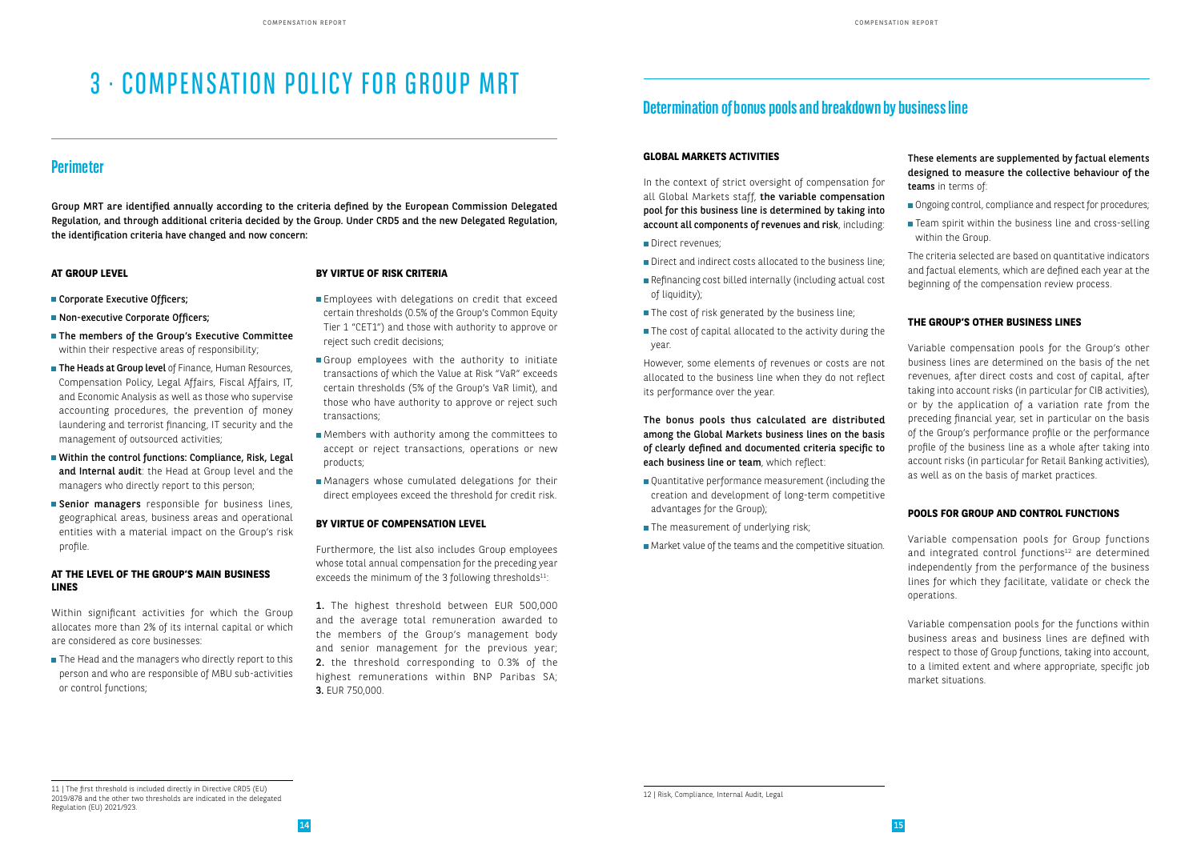# 3 · COMPENSATION POLICY FOR GROUP MRT

## Perimeter

**Group MRT are identified annually according to the criteria defined by the European Commission Delegated Regulation, and through additional criteria decided by the Group. Under CRD5 and the new Delegated Regulation, the identification criteria have changed and now concern:**

### AT GROUP LEVEL

- **Corporate Executive Officers;**
- **Non-executive Corporate Officers;**
- **The members of the Group's Executive Committee** within their respective areas of responsibility;
- **The Heads at Group level** of Finance, Human Resources, Compensation Policy, Legal Affairs, Fiscal Affairs, IT, and Economic Analysis as well as those who supervise accounting procedures, the prevention of money laundering and terrorist financing, IT security and the management of outsourced activities;
- **Within the control functions: Compliance, Risk, Legal and Internal audit**: the Head at Group level and the managers who directly report to this person;
- **Senior managers** responsible for business lines, geographical areas, business areas and operational entities with a material impact on the Group's risk profile.

### AT THE LEVEL OF THE GROUP'S MAIN BUSINESS LINES

Within significant activities for which the Group allocates more than 2% of its internal capital or which are considered as core businesses:

- The Head and the managers who directly report to this person and who are responsible of MBU sub-activities or control functions;

### BY VIRTUE OF RISK CRITERIA

- Employees with delegations on credit that exceed certain thresholds (0.5% of the Group's Common Equity Tier 1 "CET1") and those with authority to approve or reject such credit decisions;
- Group employees with the authority to initiate transactions of which the Value at Risk "VaR" exceeds certain thresholds (5% of the Group's VaR limit), and those who have authority to approve or reject such transactions;
- Members with authority among the committees to accept or reject transactions, operations or new products;
- Managers whose cumulated delegations for their direct employees exceed the threshold for credit risk.

### BY VIRTUE OF COMPENSATION LEVEL

Furthermore, the list also includes Group employees whose total annual compensation for the preceding year exceeds the minimum of the 3 following thresholds[11]:

**1.** The highest threshold between EUR 500,000 and the average total remuneration awarded to the members of the Group's management body and senior management for the previous year;
**2.** the threshold corresponding to 0.3% of the highest remunerations within BNP Paribas SA;
**3.** EUR 750,000.

11 | The first threshold is included directly in Directive CRD5 (EU) 2019/878 and the other two thresholds are indicated in the delegated Regulation (EU) 2021/923.

## Determination of bonus pools and breakdown by business line

### GLOBAL MARKETS ACTIVITIES

In the context of strict oversight of compensation for all Global Markets staff, **the variable compensation pool for this business line is determined by taking into account all components of revenues and risk**, including:

- Direct revenues;
- Direct and indirect costs allocated to the business line;
- Refinancing cost billed internally (including actual cost of liquidity);
- The cost of risk generated by the business line;
- The cost of capital allocated to the activity during the year.

However, some elements of revenues or costs are not allocated to the business line when they do not reflect its performance over the year.

**The bonus pools thus calculated are distributed among the Global Markets business lines on the basis of clearly defined and documented criteria specific to each business line or team**, which reflect:

- Quantitative performance measurement (including the creation and development of long-term competitive advantages for the Group);
- The measurement of underlying risk;
- Market value of the teams and the competitive situation.

**These elements are supplemented by factual elements designed to measure the collective behaviour of the teams** in terms of:

- Ongoing control, compliance and respect for procedures;
- Team spirit within the business line and cross-selling within the Group.

The criteria selected are based on quantitative indicators and factual elements, which are defined each year at the beginning of the compensation review process.

### THE GROUP'S OTHER BUSINESS LINES

Variable compensation pools for the Group's other business lines are determined on the basis of the net revenues, after direct costs and cost of capital, after taking into account risks (in particular for CIB activities), or by the application of a variation rate from the preceding financial year, set in particular on the basis of the Group's performance profile or the performance profile of the business line as a whole after taking into account risks (in particular for Retail Banking activities), as well as on the basis of market practices.

### POOLS FOR GROUP AND CONTROL FUNCTIONS

Variable compensation pools for Group functions and integrated control functions[12] are determined independently from the performance of the business lines for which they facilitate, validate or check the operations.

Variable compensation pools for the functions within business areas and business lines are defined with respect to those of Group functions, taking into account, to a limited extent and where appropriate, specific job market situations.

12 | Risk, Compliance, Internal Audit, Legal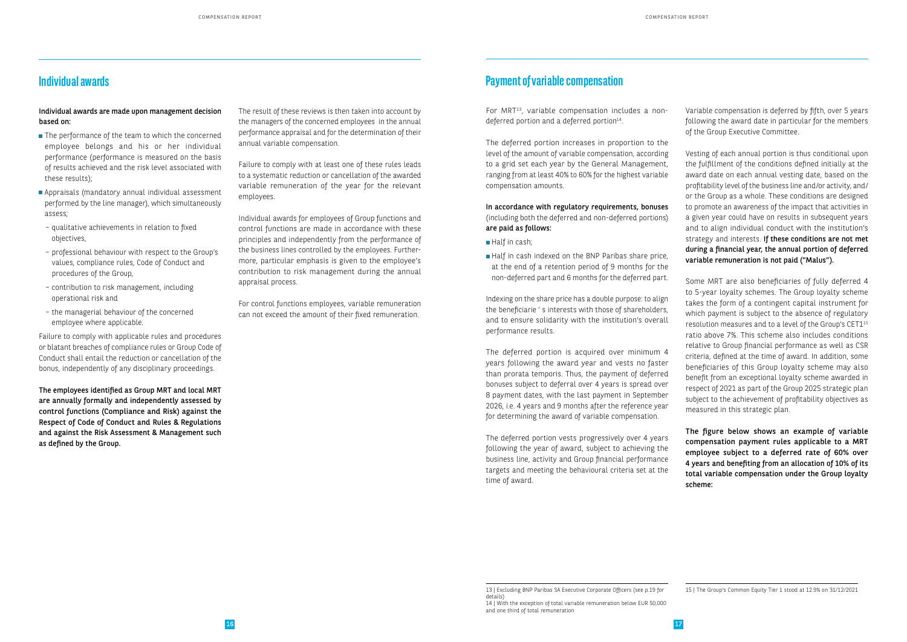## Individual awards

**Individual awards are made upon management decision based on:**

- The performance of the team to which the concerned employee belongs and his or her individual performance (performance is measured on the basis of results achieved and the risk level associated with these results);
- Appraisals (mandatory annual individual assessment performed by the line manager), which simultaneously assess;
  - qualitative achievements in relation to fixed objectives,
  - professional behaviour with respect to the Group's values, compliance rules, Code of Conduct and procedures of the Group,
  - contribution to risk management, including operational risk and
  - the managerial behaviour of the concerned employee where applicable.

Failure to comply with applicable rules and procedures or blatant breaches of compliance rules or Group Code of Conduct shall entail the reduction or cancellation of the bonus, independently of any disciplinary proceedings.

**The employees identified as Group MRT and local MRT are annually formally and independently assessed by control functions (Compliance and Risk) against the Respect of Code of Conduct and Rules & Regulations and against the Risk Assessment & Management such as defined by the Group.**

The result of these reviews is then taken into account by the managers of the concerned employees in the annual performance appraisal and for the determination of their annual variable compensation.

Failure to comply with at least one of these rules leads to a systematic reduction or cancellation of the awarded variable remuneration of the year for the relevant employees.

Individual awards for employees of Group functions and control functions are made in accordance with these principles and independently from the performance of the business lines controlled by the employees. Furthermore, particular emphasis is given to the employee's contribution to risk management during the annual appraisal process.

For control functions employees, variable remuneration can not exceed the amount of their fixed remuneration.

## Payment of variable compensation

For MRT[13], variable compensation includes a non-deferred portion and a deferred portion[14].

The deferred portion increases in proportion to the level of the amount of variable compensation, according to a grid set each year by the General Management, ranging from at least 40% to 60% for the highest variable compensation amounts.

**In accordance with regulatory requirements, bonuses** (including both the deferred and non-deferred portions) **are paid as follows:**

- Half in cash;
- Half in cash indexed on the BNP Paribas share price, at the end of a retention period of 9 months for the non-deferred part and 6 months for the deferred part.

Indexing on the share price has a double purpose: to align the beneficiarie ' s interests with those of shareholders, and to ensure solidarity with the institution's overall performance results.

The deferred portion is acquired over minimum 4 years following the award year and vests no faster than prorata temporis. Thus, the payment of deferred bonuses subject to deferral over 4 years is spread over 8 payment dates, with the last payment in September 2026, i.e. 4 years and 9 months after the reference year for determining the award of variable compensation.

The deferred portion vests progressively over 4 years following the year of award, subject to achieving the business line, activity and Group financial performance targets and meeting the behavioural criteria set at the time of award.

Variable compensation is deferred by fifth, over 5 years following the award date in particular for the members of the Group Executive Committee.

Vesting of each annual portion is thus conditional upon the fulfillment of the conditions defined initially at the award date on each annual vesting date, based on the profitability level of the business line and/or activity, and/or the Group as a whole. These conditions are designed to promote an awareness of the impact that activities in a given year could have on results in subsequent years and to align individual conduct with the institution's strategy and interests. **If these conditions are not met during a financial year, the annual portion of deferred variable remuneration is not paid ("Malus").**

Some MRT are also beneficiaries of fully deferred 4 to 5-year loyalty schemes. The Group loyalty scheme takes the form of a contingent capital instrument for which payment is subject to the absence of regulatory resolution measures and to a level of the Group's CET1[15] ratio above 7%. This scheme also includes conditions relative to Group financial performance as well as CSR criteria, defined at the time of award. In addition, some beneficiaries of this Group loyalty scheme may also benefit from an exceptional loyalty scheme awarded in respect of 2021 as part of the Group 2025 strategic plan subject to the achievement of profitability objectives as measured in this strategic plan.

**The figure below shows an example of variable compensation payment rules applicable to a MRT employee subject to a deferred rate of 60% over 4 years and benefiting from an allocation of 10% of its total variable compensation under the Group loyalty scheme:**

13 | Excluding BNP Paribas SA Executive Corporate Officers (see p.19 for details)

14 | With the exception of total variable remuneration below EUR 50,000 and one third of total remuneration

15 | The Group's Common Equity Tier 1 stood at 12.9% on 31/12/2021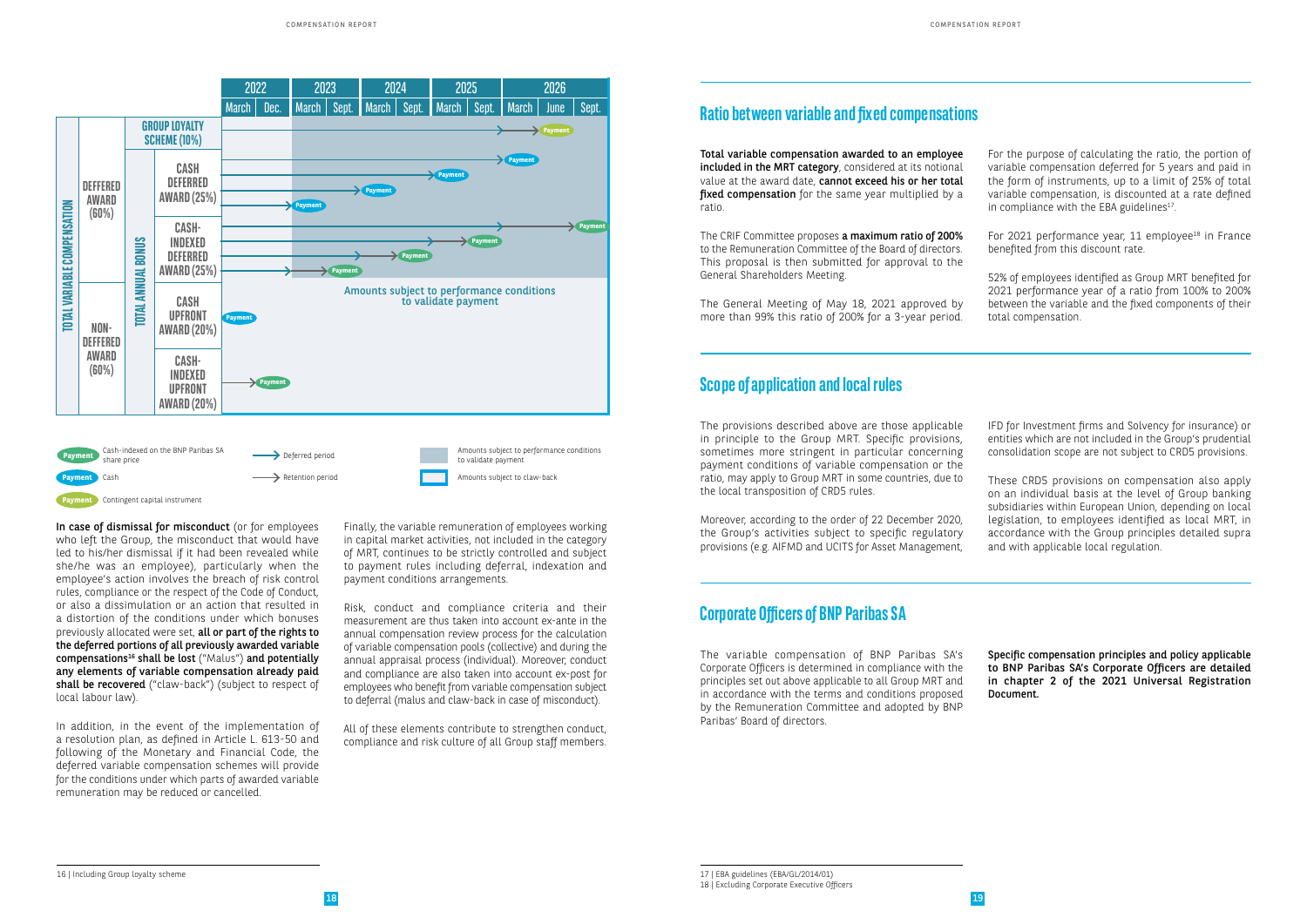| | | | | 2022 | | 2023 | | 2024 | | 2025 | | 2026 | | |
|---|---|---|---|---|---|---|---|---|---|---|---|---|---|---|
| | | | | March | Dec. | March | Sept. | March | Sept. | March | Sept. | March | June | Sept. |
| TOTAL VARIABLE COMPENSATION | DEFFERED AWARD (60%) | GROUP LOYALTY SCHEME (10%) | | | | | | | | | | | Payment | |
| | | TOTAL ANNUAL BONUS | CASH DEFERRED AWARD (25%) | | | Payment | | Payment | | Payment | | Payment | | |
| | | | CASH-INDEXED DEFERRED AWARD (25%) | | | | Payment | | Payment | | Payment | | | Payment |
| | NON-DEFERRED AWARD (60%) | | CASH UPFRONT AWARD (20%) | Payment | | | | | | | | | | |
| | | | CASH-INDEXED UPFRONT AWARD (20%) | | Payment | | | | | | | | | |

Amounts subject to performance conditions to validate payment

Legend:
- Payment: Cash-indexed on the BNP Paribas SA share price
- Payment: Cash
- Payment: Contingent capital instrument
- Deferred period
- Retention period
- Amounts subject to performance conditions to validate payment
- Amounts subject to claw-back

**In case of dismissal for misconduct** (or for employees who left the Group, the misconduct that would have led to his/her dismissal if it had been revealed while she/he was an employee), particularly when the employee's action involves the breach of risk control rules, compliance or the respect of the Code of Conduct, or also a dissimulation or an action that resulted in a distortion of the conditions under which bonuses previously allocated were set, **all or part of the rights to the deferred portions of all previously awarded variable compensations[16] shall be lost** ("Malus") **and potentially any elements of variable compensation already paid shall be recovered** ("claw-back") (subject to respect of local labour law).

In addition, in the event of the implementation of a resolution plan, as defined in Article L. 613-50 and following of the Monetary and Financial Code, the deferred variable compensation schemes will provide for the conditions under which parts of awarded variable remuneration may be reduced or cancelled.

Finally, the variable remuneration of employees working in capital market activities, not included in the category of MRT, continues to be strictly controlled and subject to payment rules including deferral, indexation and payment conditions arrangements.

Risk, conduct and compliance criteria and their measurement are thus taken into account ex-ante in the annual compensation review process for the calculation of variable compensation pools (collective) and during the annual appraisal process (individual). Moreover, conduct and compliance are also taken into account ex-post for employees who benefit from variable compensation subject to deferral (malus and claw-back in case of misconduct).

All of these elements contribute to strengthen conduct, compliance and risk culture of all Group staff members.

16 | Including Group loyalty scheme

## Ratio between variable and fixed compensations

**Total variable compensation awarded to an employee included in the MRT category**, considered at its notional value at the award date, **cannot exceed his or her total fixed compensation** for the same year multiplied by a ratio.

The CRIF Committee proposes **a maximum ratio of 200%** to the Remuneration Committee of the Board of directors. This proposal is then submitted for approval to the General Shareholders Meeting.

The General Meeting of May 18, 2021 approved by more than 99% this ratio of 200% for a 3-year period.

For the purpose of calculating the ratio, the portion of variable compensation deferred for 5 years and paid in the form of instruments, up to a limit of 25% of total variable compensation, is discounted at a rate defined in compliance with the EBA guidelines[17].

For 2021 performance year, 11 employee[18] in France benefited from this discount rate.

52% of employees identified as Group MRT benefited for 2021 performance year of a ratio from 100% to 200% between the variable and the fixed components of their total compensation.

## Scope of application and local rules

The provisions described above are those applicable in principle to the Group MRT. Specific provisions, sometimes more stringent in particular concerning payment conditions of variable compensation or the ratio, may apply to Group MRT in some countries, due to the local transposition of CRD5 rules.

Moreover, according to the order of 22 December 2020, the Group's activities subject to specific regulatory provisions (e.g. AIFMD and UCITS for Asset Management, IFD for Investment firms and Solvency for insurance) or entities which are not included in the Group's prudential consolidation scope are not subject to CRD5 provisions.

These CRD5 provisions on compensation also apply on an individual basis at the level of Group banking subsidiaries within European Union, depending on local legislation, to employees identified as local MRT, in accordance with the Group principles detailed supra and with applicable local regulation.

## Corporate Officers of BNP Paribas SA

The variable compensation of BNP Paribas SA's Corporate Officers is determined in compliance with the principles set out above applicable to all Group MRT and in accordance with the terms and conditions proposed by the Remuneration Committee and adopted by BNP Paribas' Board of directors.

**Specific compensation principles and policy applicable to BNP Paribas SA's Corporate Officers are detailed in chapter 2 of the 2021 Universal Registration Document.**

17 | EBA guidelines (EBA/GL/2014/01)
18 | Excluding Corporate Executive Officers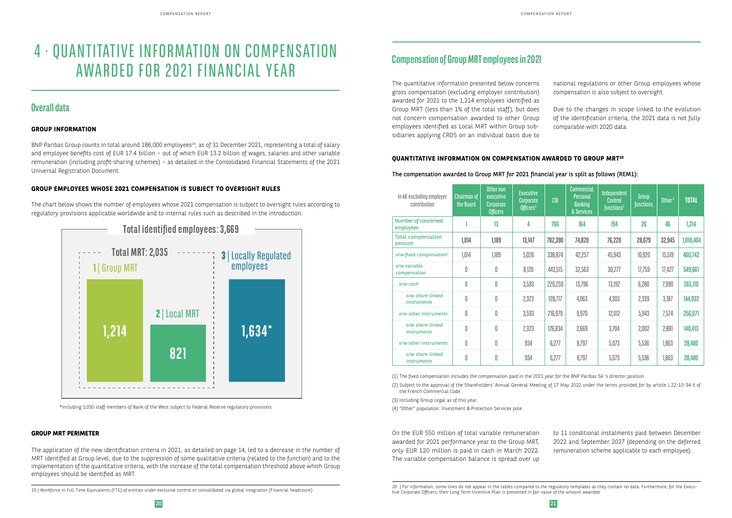// Page 20 and 21

# 4 · QUANTITATIVE INFORMATION ON COMPENSATION AWARDED FOR 2021 FINANCIAL YEAR

## Overall data

### GROUP INFORMATION

BNP Paribas Group counts in total around 186,000 employees[19], as of 31 December 2021, representing a total of salary and employee benefits cost of EUR 17.4 billion – out of which EUR 13.2 billion of wages, salaries and other variable remuneration (including profit-sharing schemes) – as detailed in the Consolidated Financial Statements of the 2021 Universal Registration Document.

### GROUP EMPLOYEES WHOSE 2021 COMPENSATION IS SUBJECT TO OVERSIGHT RULES

The chart below shows the number of employees whose 2021 compensation is subject to oversight rules according to regulatory provisions applicable worldwide and to internal rules such as described in the introduction.

**Total identified employees: 3,669**

**Total MRT: 2,035**

- 1 | Group MRT: 1,214
- 2 | Local MRT: 821
- 3 | Locally Regulated employees: 1,634*

*Including 1,050 staff members of Bank of the West subject to Federal Reserve regulatory provisions

### GROUP MRT PERIMETER

The application of the new identification criteria in 2021, as detailed on page 14, led to a decrease in the number of MRT identified at Group level, due to the suppression of some qualitative criteria (related to the function) and to the implementation of the quantitative criteria, with the increase of the total compensation threshold above which Group employees should be identified as MRT.

19 | Workforce in Full Time Equivalents (FTE) of entities under exclusive control or consolidated via global integration (Financial headcount)

## Compensation of Group MRT employees in 2021

The quantitative information presented below concerns gross compensation (excluding employer contribution) awarded for 2021 to the 1,214 employees identified as Group MRT (less than 1% of the total staff), but does not concern compensation awarded to other Group employees identified as Local MRT within Group subsidiaries applying CRD5 on an individual basis due to national regulations or other Group employees whose compensation is also subject to oversight.

Due to the changes in scope linked to the evolution of the identification criteria, the 2021 data is not fully comparable with 2020 data.

### QUANTITATIVE INFORMATION ON COMPENSATION AWARDED TO GROUP MRT[20]

**The compensation awarded to Group MRT for 2021 financial year is split as follows (REM1):**

| In k€ excluding employer contribution | Chairman of the Board | Other non executive Corporate Officers | Executive Corporate Officers[2] | CIB | Commercial, Personal Banking & Services | Independent Control functions[3] | Group functions | Other[4] | TOTAL |
|---|---|---|---|---|---|---|---|---|---|
| Number of concerned employees | 1 | 13 | 4 | 766 | 164 | 194 | 26 | 46 | 1,214 |
| Total compensation amount | 1,014 | 1,189 | 13,147 | 782,390 | 74,820 | 76,220 | 28,679 | 32,945 | 1,010,404 |
| o/w fixed compensation[1] | 1,014 | 1,189 | 5,026 | 338,874 | 42,257 | 45,943 | 10,920 | 15,519 | 460,742 |
| o/w variable compensation | 0 | 0 | 8,120 | 443,515 | 32,563 | 30,277 | 17,759 | 17,427 | 549,661 |
| *o/w cash* | 0 | 0 | 3,593 | 220,259 | 13,796 | 13,192 | 6,280 | 7,990 | 265,110 |
| *o/w share-linked instruments* | 0 | 0 | 2,323 | 128,717 | 4,063 | 4,303 | 2,339 | 3,187 | 144,932 |
| *o/w other instruments* | 0 | 0 | 3,593 | 216,979 | 9,970 | 12,012 | 5,943 | 7,574 | 256,071 |
| *o/w share-linked instruments* | 0 | 0 | 2,323 | 126,834 | 2,669 | 3,704 | 2,002 | 2,881 | 140,413 |
| *o/w other instruments* | 0 | 0 | 934 | 6,277 | 8,797 | 5,073 | 5,536 | 1,863 | 28,480 |
| *o/w share-linked instruments* | 0 | 0 | 934 | 6,277 | 8,797 | 5,073 | 5,536 | 1,863 | 28,480 |

(1) The fixed compensation includes the compensation paid in the 2021 year for the BNP Paribas SA 's director position.

(2) Subject to the approval of the Shareholders' Annual General Meeting of 17 May 2022 under the terms provided for by article L.22-10-34 II of the French Commercial Code.

(3) Including Group Legal as of this year.

(4) "Other" population: Investment & Protection Services pole.

On the EUR 550 million of total variable remuneration awarded for 2021 performance year to the Group MRT, only EUR 120 million is paid in cash in March 2022. The variable compensation balance is spread over up to 11 conditional instalments paid between December 2022 and September 2027 (depending on the deferred remuneration scheme applicable to each employee)..

20 | For information, some lines do not appear in the tables compared to the regulatory templates as they contain no data. Furthermore, for the Executive Corporate Officers, their Long Term Incentive Plan is presented in fair value of the amount awarded.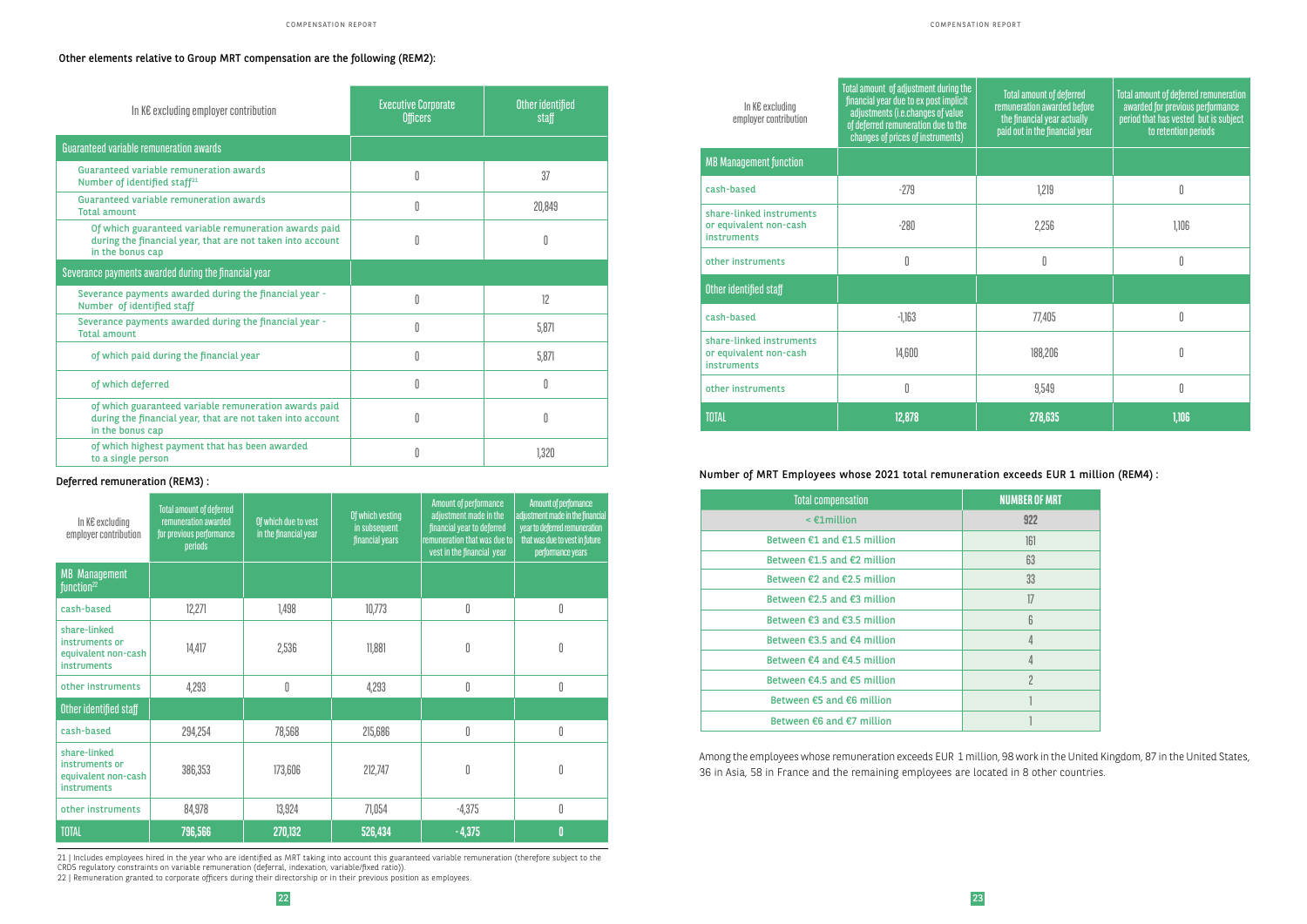Other elements relative to Group MRT compensation are the following (REM2):

| In K€ excluding employer contribution | Executive Corporate Officers | Other identified staff |
|---|---|---|
| **Guaranteed variable remuneration awards** | | |
| Guaranteed variable remuneration awards Number of identified staff[21] | 0 | 37 |
| Guaranteed variable remuneration awards Total amount | 0 | 20,849 |
| Of which guaranteed variable remuneration awards paid during the financial year, that are not taken into account in the bonus cap | 0 | 0 |
| **Severance payments awarded during the financial year** | | |
| Severance payments awarded during the financial year - Number of identified staff | 0 | 12 |
| Severance payments awarded during the financial year - Total amount | 0 | 5,871 |
| of which paid during the financial year | 0 | 5,871 |
| of which deferred | 0 | 0 |
| of which guaranteed variable remuneration awards paid during the financial year, that are not taken into account in the bonus cap | 0 | 0 |
| of which highest payment that has been awarded to a single person | 0 | 1,320 |

Deferred remuneration (REM3) :

| In K€ excluding employer contribution | Total amount of deferred remuneration awarded for previous performance periods | Of which due to vest in the financial year | Of which vesting in subsequent financial years | Amount of performance adjustment made in the financial year to deferred remuneration that was due to vest in the financial year | Amount of performance adjustment made in the financial year to deferred remuneration that was due to vest in future performance years | Total amount of adjustment during the financial year due to ex post implicit adjustments (i.e.changes of value of deferred remuneration due to the changes of prices of instruments) | Total amount of deferred remuneration awarded before the financial year actually paid out in the financial year | Total amount of deferred remuneration awarded for previous performance period that has vested but is subject to retention periods |
|---|---|---|---|---|---|---|---|---|
| **MB Management function[22]** | | | | | | | | |
| cash-based | 12,271 | 1,498 | 10,773 | 0 | 0 | -279 | 1,219 | 0 |
| share-linked instruments or equivalent non-cash instruments | 14,417 | 2,536 | 11,881 | 0 | 0 | -280 | 2,256 | 1,106 |
| other instruments | 4,293 | 0 | 4,293 | 0 | 0 | 0 | 0 | 0 |
| **Other identified staff** | | | | | | | | |
| cash-based | 294,254 | 78,568 | 215,686 | 0 | 0 | -1,163 | 77,405 | 0 |
| share-linked instruments or equivalent non-cash instruments | 386,353 | 173,606 | 212,747 | 0 | 0 | 14,600 | 188,206 | 0 |
| other instruments | 84,978 | 13,924 | 71,054 | -4,375 | 0 | 0 | 9,549 | 0 |
| **TOTAL** | **796,566** | **270,132** | **526,434** | **-4,375** | **0** | **12,878** | **278,635** | **1,106** |

21 | Includes employees hired in the year who are identified as MRT taking into account this guaranteed variable remuneration (therefore subject to the CRD5 regulatory constraints on variable remuneration (deferral, indexation, variable/fixed ratio)).

22 | Remuneration granted to corporate officers during their directorship or in their previous position as employees.

Number of MRT Employees whose 2021 total remuneration exceeds EUR 1 million (REM4) :

| Total compensation | NUMBER OF MRT |
|---|---|
| < €1million | 922 |
| Between €1 and €1.5 million | 161 |
| Between €1.5 and €2 million | 63 |
| Between €2 and €2.5 million | 33 |
| Between €2.5 and €3 million | 17 |
| Between €3 and €3.5 million | 6 |
| Between €3.5 and €4 million | 4 |
| Between €4 and €4.5 million | 4 |
| Between €4.5 and €5 million | 2 |
| Between €5 and €6 million | 1 |
| Between €6 and €7 million | 1 |

Among the employees whose remuneration exceeds EUR 1 million, 98 work in the United Kingdom, 87 in the United States, 36 in Asia, 58 in France and the remaining employees are located in 8 other countries.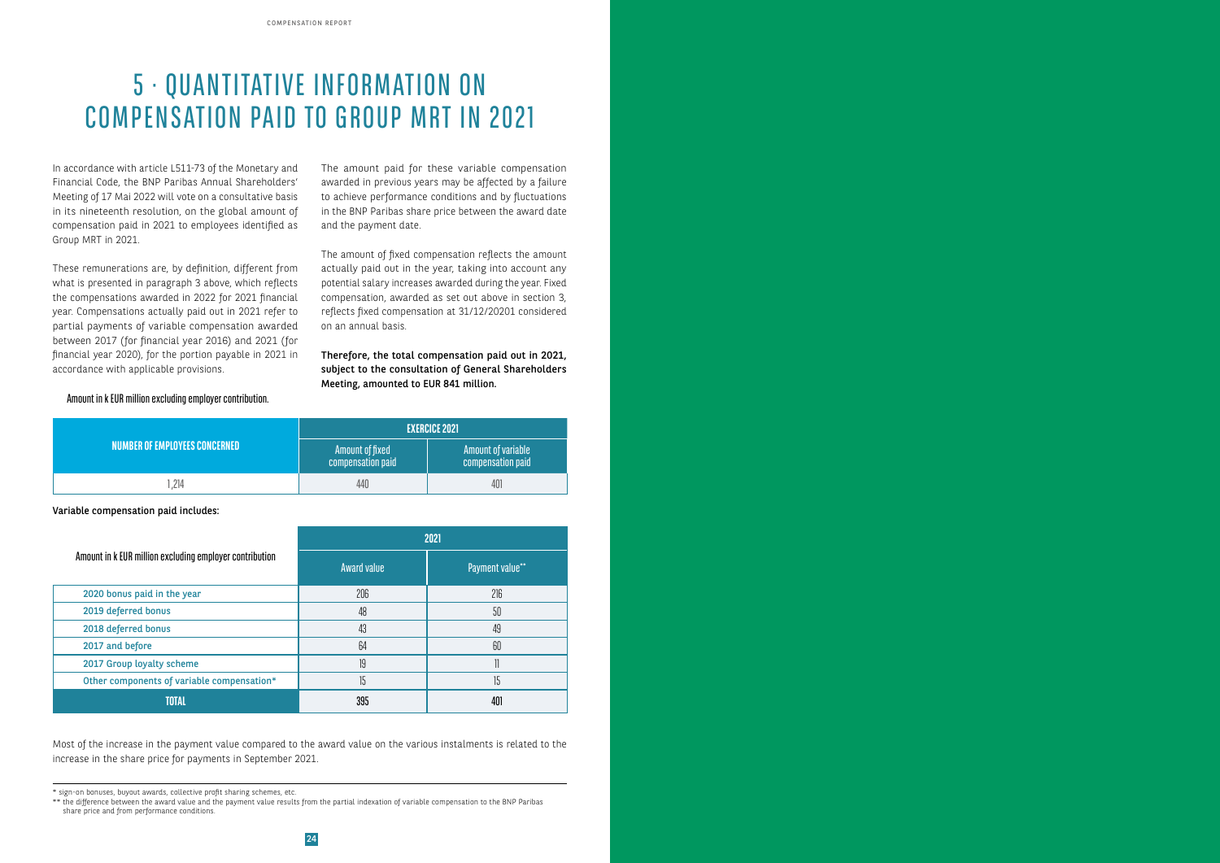# 5 · QUANTITATIVE INFORMATION ON COMPENSATION PAID TO GROUP MRT IN 2021

In accordance with article L511-73 of the Monetary and Financial Code, the BNP Paribas Annual Shareholders' Meeting of 17 Mai 2022 will vote on a consultative basis in its nineteenth resolution, on the global amount of compensation paid in 2021 to employees identified as Group MRT in 2021.

These remunerations are, by definition, different from what is presented in paragraph 3 above, which reflects the compensations awarded in 2022 for 2021 financial year. Compensations actually paid out in 2021 refer to partial payments of variable compensation awarded between 2017 (for financial year 2016) and 2021 (for financial year 2020), for the portion payable in 2021 in accordance with applicable provisions.

The amount paid for these variable compensation awarded in previous years may be affected by a failure to achieve performance conditions and by fluctuations in the BNP Paribas share price between the award date and the payment date.

The amount of fixed compensation reflects the amount actually paid out in the year, taking into account any potential salary increases awarded during the year. Fixed compensation, awarded as set out above in section 3, reflects fixed compensation at 31/12/20201 considered on an annual basis.

**Therefore, the total compensation paid out in 2021, subject to the consultation of General Shareholders Meeting, amounted to EUR 841 million.**

Amount in k EUR million excluding employer contribution.

| NUMBER OF EMPLOYEES CONCERNED | EXERCICE 2021 | |
|---|---|---|
| | Amount of fixed compensation paid | Amount of variable compensation paid |
| 1,214 | 440 | 401 |

**Variable compensation paid includes:**

| Amount in k EUR million excluding employer contribution | 2021 | |
|---|---|---|
| | Award value | Payment value** |
| 2020 bonus paid in the year | 206 | 216 |
| 2019 deferred bonus | 48 | 50 |
| 2018 deferred bonus | 43 | 49 |
| 2017 and before | 64 | 60 |
| 2017 Group loyalty scheme | 19 | 11 |
| Other components of variable compensation* | 15 | 15 |
| **TOTAL** | **395** | **401** |

Most of the increase in the payment value compared to the award value on the various instalments is related to the increase in the share price for payments in September 2021.

* sign-on bonuses, buyout awards, collective profit sharing schemes, etc.

** the difference between the award value and the payment value results from the partial indexation of variable compensation to the BNP Paribas share price and from performance conditions.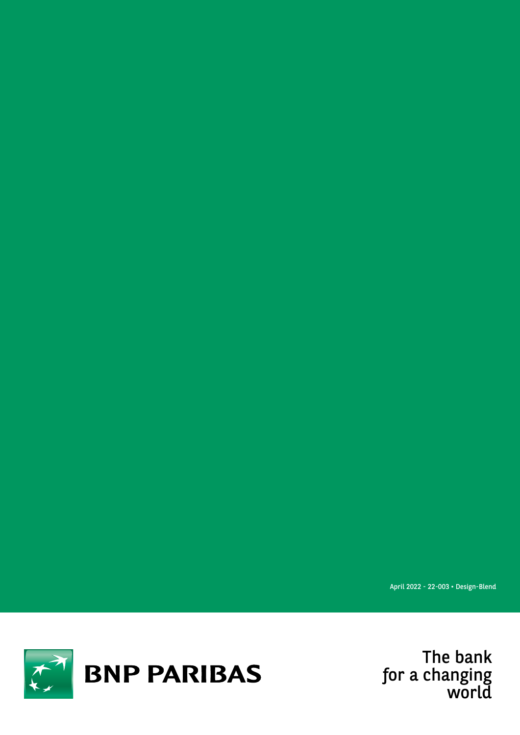April 2022 - 22-003 • Design-Blend

BNP PARIBAS

The bank
for a changing
world